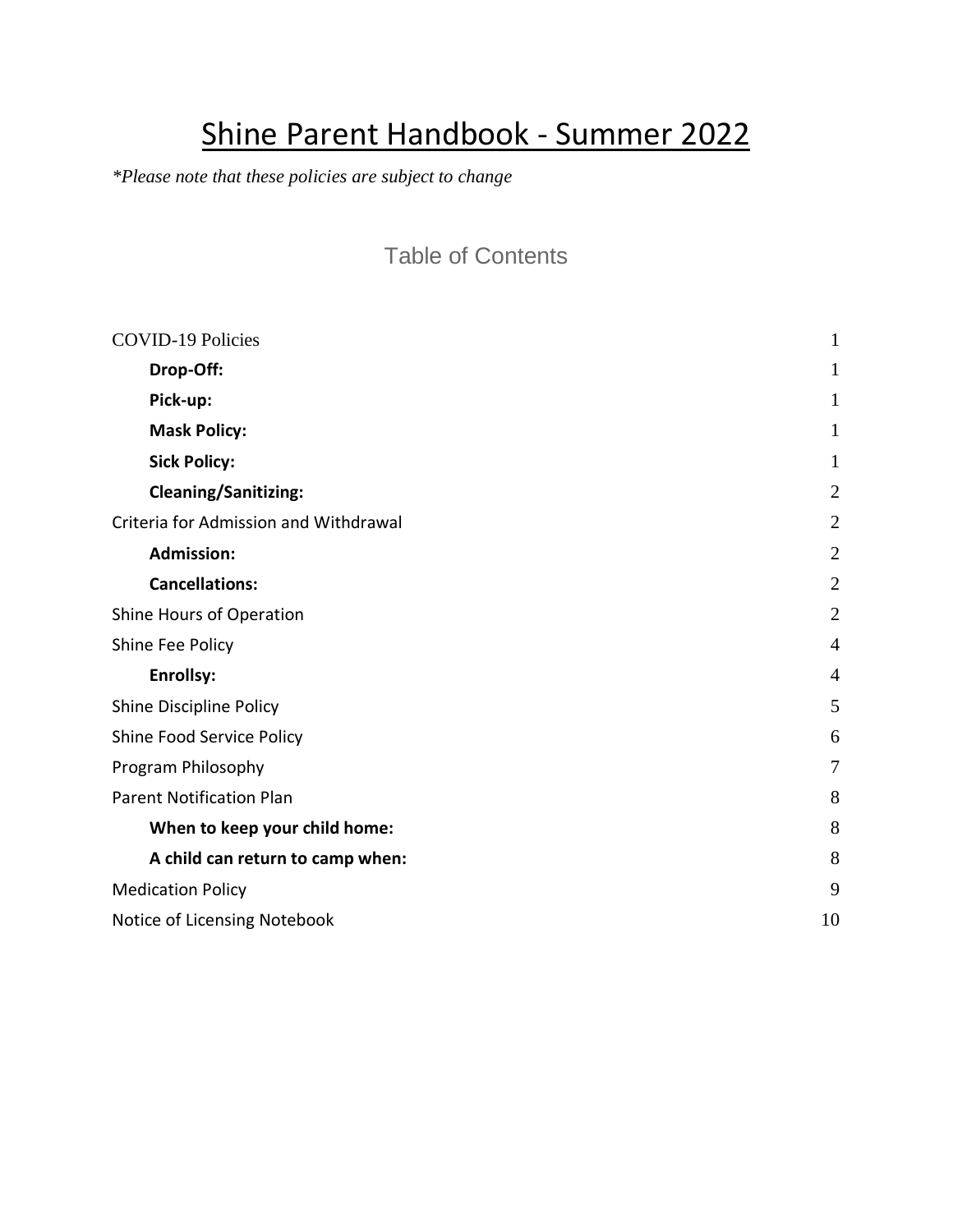# Shine Parent Handbook - Summer 2022

*\*Please note that these policies are subject to change*

## Table of Contents

| | |
|---|---|
| COVID-19 Policies | 1 |
| &nbsp;&nbsp;&nbsp;&nbsp;**Drop-Off:** | 1 |
| &nbsp;&nbsp;&nbsp;&nbsp;**Pick-up:** | 1 |
| &nbsp;&nbsp;&nbsp;&nbsp;**Mask Policy:** | 1 |
| &nbsp;&nbsp;&nbsp;&nbsp;**Sick Policy:** | 1 |
| &nbsp;&nbsp;&nbsp;&nbsp;**Cleaning/Sanitizing:** | 2 |
| Criteria for Admission and Withdrawal | 2 |
| &nbsp;&nbsp;&nbsp;&nbsp;**Admission:** | 2 |
| &nbsp;&nbsp;&nbsp;&nbsp;**Cancellations:** | 2 |
| Shine Hours of Operation | 2 |
| Shine Fee Policy | 4 |
| &nbsp;&nbsp;&nbsp;&nbsp;**Enrollsy:** | 4 |
| Shine Discipline Policy | 5 |
| Shine Food Service Policy | 6 |
| Program Philosophy | 7 |
| Parent Notification Plan | 8 |
| &nbsp;&nbsp;&nbsp;&nbsp;**When to keep your child home:** | 8 |
| &nbsp;&nbsp;&nbsp;&nbsp;**A child can return to camp when:** | 8 |
| Medication Policy | 9 |
| Notice of Licensing Notebook | 10 |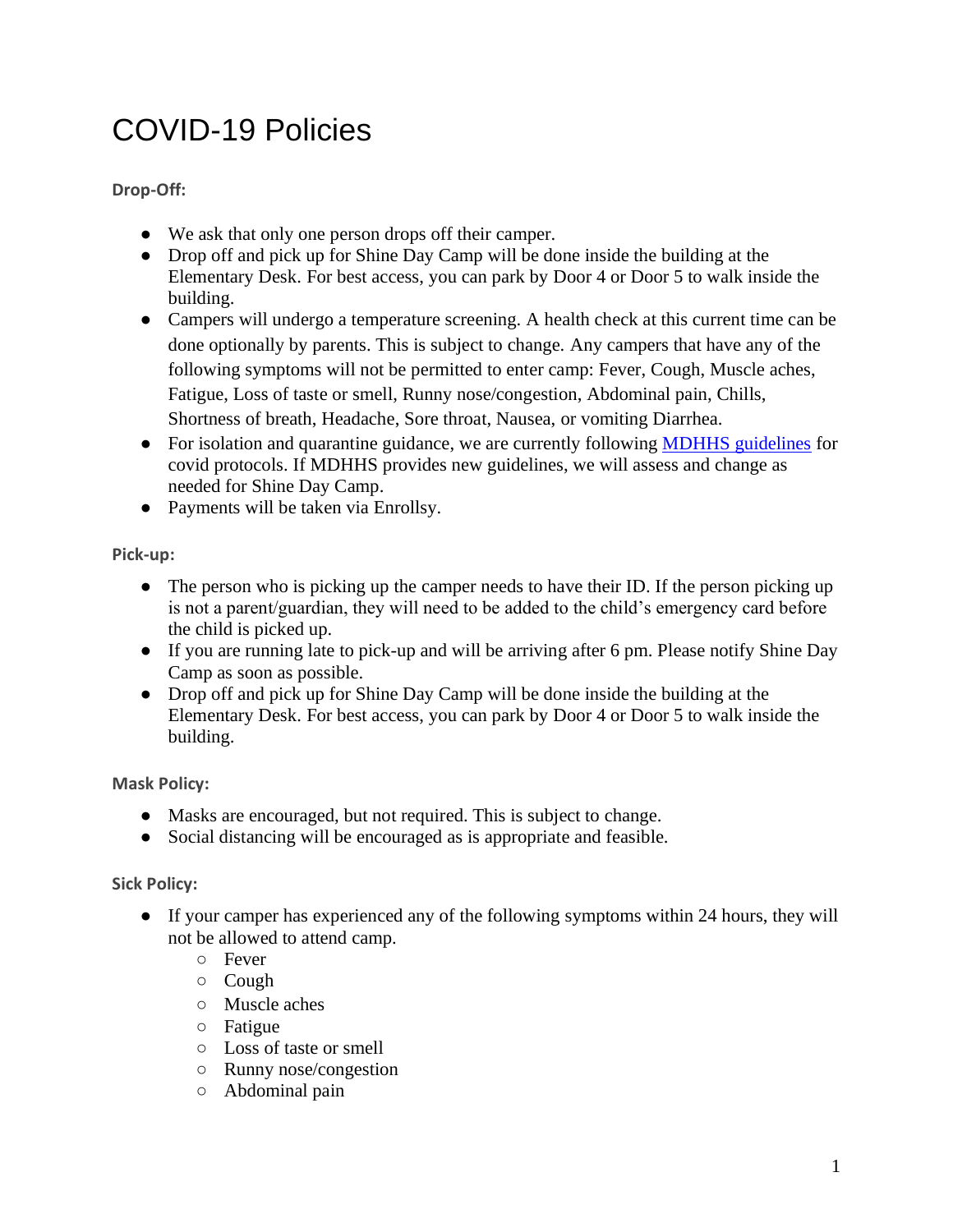# COVID-19 Policies

**Drop-Off:**

- We ask that only one person drops off their camper.
- Drop off and pick up for Shine Day Camp will be done inside the building at the Elementary Desk. For best access, you can park by Door 4 or Door 5 to walk inside the building.
- Campers will undergo a temperature screening. A health check at this current time can be done optionally by parents. This is subject to change. Any campers that have any of the following symptoms will not be permitted to enter camp: Fever, Cough, Muscle aches, Fatigue, Loss of taste or smell, Runny nose/congestion, Abdominal pain, Chills, Shortness of breath, Headache, Sore throat, Nausea, or vomiting Diarrhea.
- For isolation and quarantine guidance, we are currently following MDHHS guidelines for covid protocols. If MDHHS provides new guidelines, we will assess and change as needed for Shine Day Camp.
- Payments will be taken via Enrollsy.

**Pick-up:**

- The person who is picking up the camper needs to have their ID. If the person picking up is not a parent/guardian, they will need to be added to the child's emergency card before the child is picked up.
- If you are running late to pick-up and will be arriving after 6 pm. Please notify Shine Day Camp as soon as possible.
- Drop off and pick up for Shine Day Camp will be done inside the building at the Elementary Desk. For best access, you can park by Door 4 or Door 5 to walk inside the building.

**Mask Policy:**

- Masks are encouraged, but not required. This is subject to change.
- Social distancing will be encouraged as is appropriate and feasible.

**Sick Policy:**

- If your camper has experienced any of the following symptoms within 24 hours, they will not be allowed to attend camp.
  - Fever
  - Cough
  - Muscle aches
  - Fatigue
  - Loss of taste or smell
  - Runny nose/congestion
  - Abdominal pain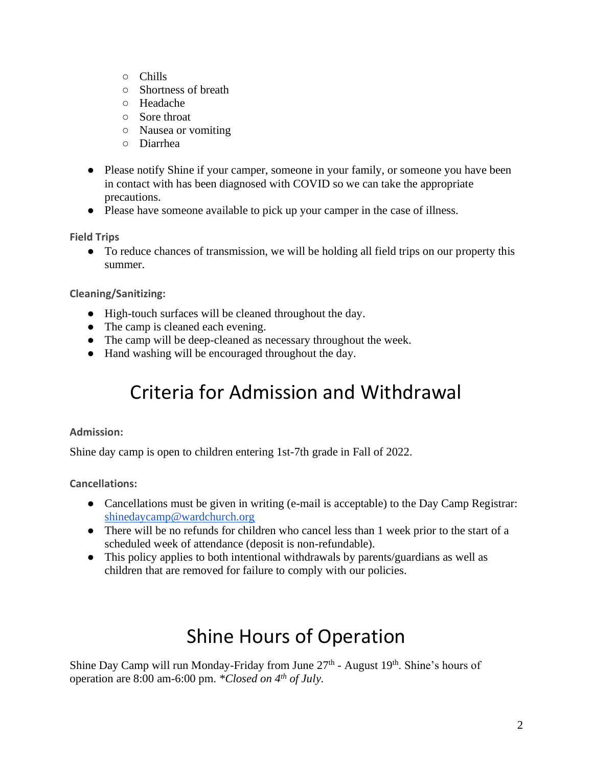- Chills
  - Shortness of breath
  - Headache
  - Sore throat
  - Nausea or vomiting
  - Diarrhea

- Please notify Shine if your camper, someone in your family, or someone you have been in contact with has been diagnosed with COVID so we can take the appropriate precautions.
- Please have someone available to pick up your camper in the case of illness.

**Field Trips**

- To reduce chances of transmission, we will be holding all field trips on our property this summer.

**Cleaning/Sanitizing:**

- High-touch surfaces will be cleaned throughout the day.
- The camp is cleaned each evening.
- The camp will be deep-cleaned as necessary throughout the week.
- Hand washing will be encouraged throughout the day.

# Criteria for Admission and Withdrawal

**Admission:**

Shine day camp is open to children entering 1st-7th grade in Fall of 2022.

**Cancellations:**

- Cancellations must be given in writing (e-mail is acceptable) to the Day Camp Registrar: [shinedaycamp@wardchurch.org](mailto:shinedaycamp@wardchurch.org)
- There will be no refunds for children who cancel less than 1 week prior to the start of a scheduled week of attendance (deposit is non-refundable).
- This policy applies to both intentional withdrawals by parents/guardians as well as children that are removed for failure to comply with our policies.

# Shine Hours of Operation

Shine Day Camp will run Monday-Friday from June 27th - August 19th. Shine's hours of operation are 8:00 am-6:00 pm. *\*Closed on 4th of July.*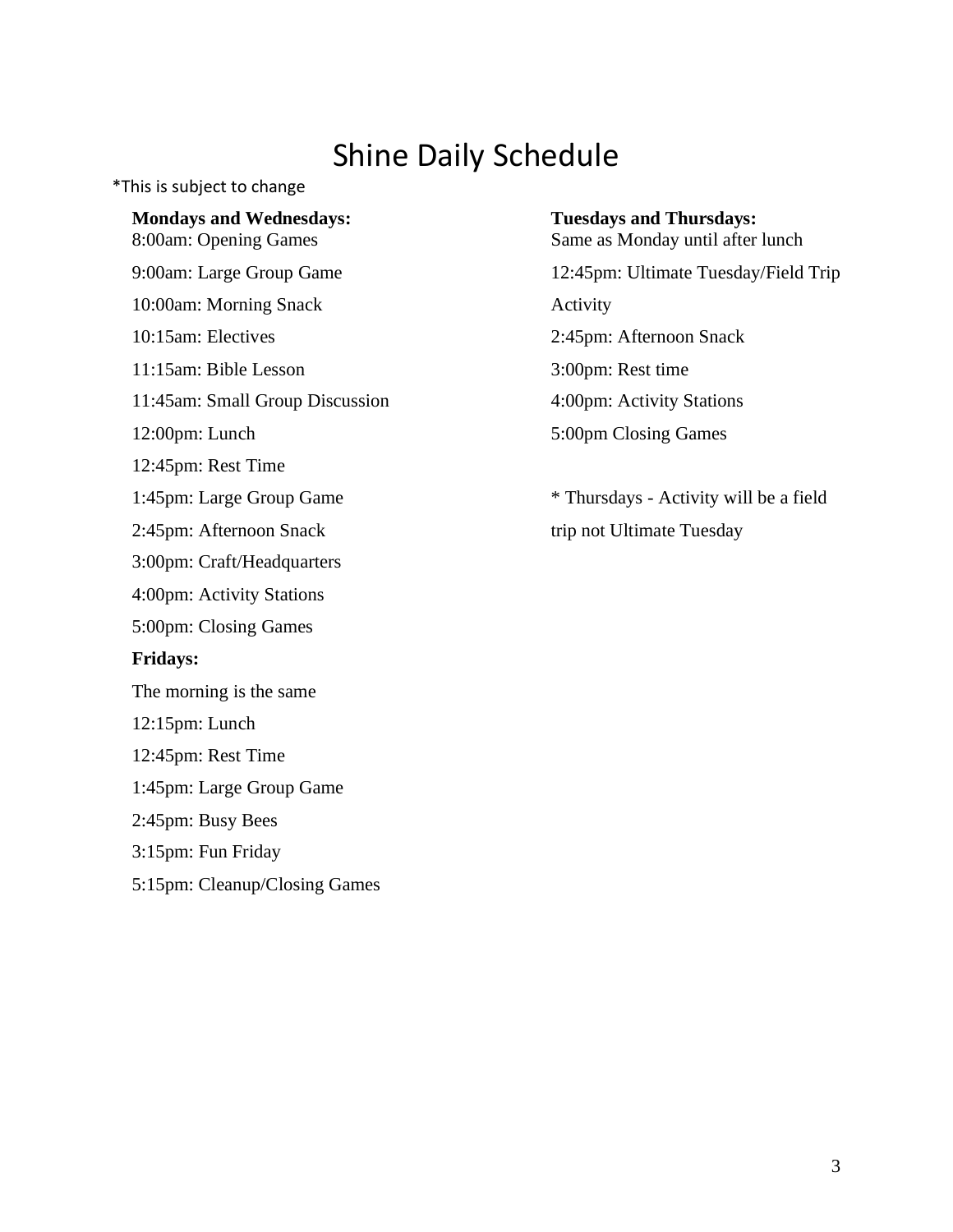# Shine Daily Schedule

*This is subject to change

**Mondays and Wednesdays:**

8:00am: Opening Games

9:00am: Large Group Game

10:00am: Morning Snack

10:15am: Electives

11:15am: Bible Lesson

11:45am: Small Group Discussion

12:00pm: Lunch

12:45pm: Rest Time

1:45pm: Large Group Game

2:45pm: Afternoon Snack

3:00pm: Craft/Headquarters

4:00pm: Activity Stations

5:00pm: Closing Games

**Fridays:**

The morning is the same

12:15pm: Lunch

12:45pm: Rest Time

1:45pm: Large Group Game

2:45pm: Busy Bees

3:15pm: Fun Friday

5:15pm: Cleanup/Closing Games

**Tuesdays and Thursdays:**

Same as Monday until after lunch

12:45pm: Ultimate Tuesday/Field Trip Activity

2:45pm: Afternoon Snack

3:00pm: Rest time

4:00pm: Activity Stations

5:00pm Closing Games

* Thursdays - Activity will be a field trip not Ultimate Tuesday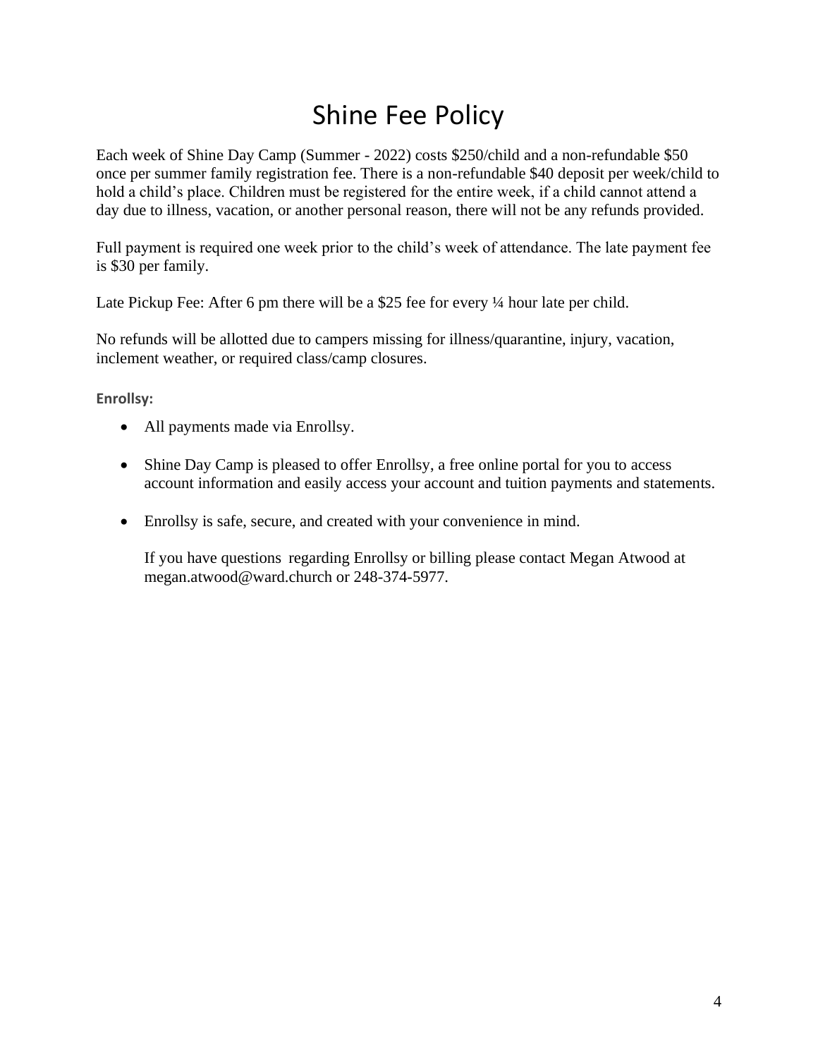# Shine Fee Policy

Each week of Shine Day Camp (Summer - 2022) costs $250/child and a non-refundable $50 once per summer family registration fee. There is a non-refundable $40 deposit per week/child to hold a child's place. Children must be registered for the entire week, if a child cannot attend a day due to illness, vacation, or another personal reason, there will not be any refunds provided.

Full payment is required one week prior to the child's week of attendance. The late payment fee is $30 per family.

Late Pickup Fee: After 6 pm there will be a $25 fee for every ¼ hour late per child.

No refunds will be allotted due to campers missing for illness/quarantine, injury, vacation, inclement weather, or required class/camp closures.

**Enrollsy:**

- All payments made via Enrollsy.
- Shine Day Camp is pleased to offer Enrollsy, a free online portal for you to access account information and easily access your account and tuition payments and statements.
- Enrollsy is safe, secure, and created with your convenience in mind.

  If you have questions regarding Enrollsy or billing please contact Megan Atwood at megan.atwood@ward.church or 248-374-5977.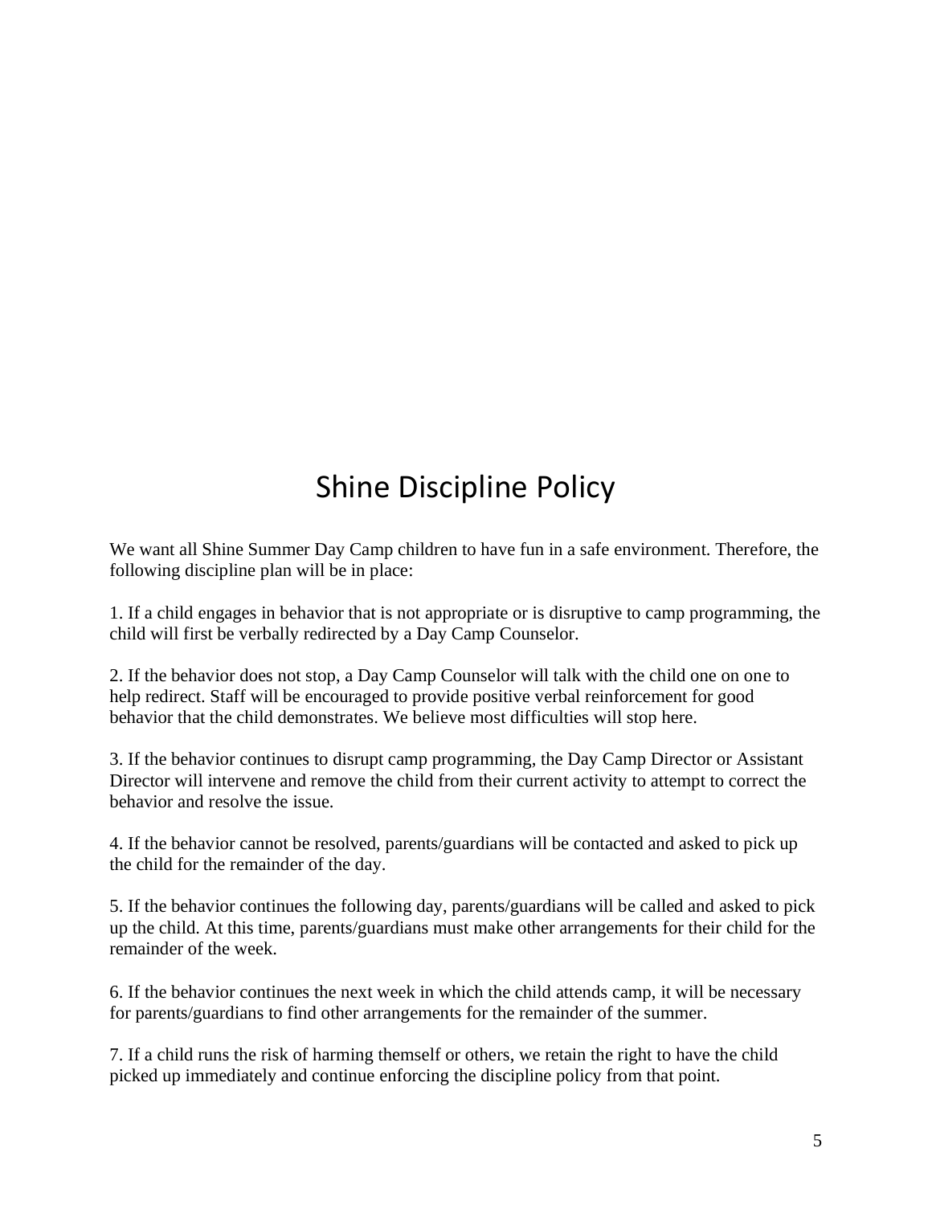# Shine Discipline Policy

We want all Shine Summer Day Camp children to have fun in a safe environment. Therefore, the following discipline plan will be in place:

1. If a child engages in behavior that is not appropriate or is disruptive to camp programming, the child will first be verbally redirected by a Day Camp Counselor.

2. If the behavior does not stop, a Day Camp Counselor will talk with the child one on one to help redirect. Staff will be encouraged to provide positive verbal reinforcement for good behavior that the child demonstrates. We believe most difficulties will stop here.

3. If the behavior continues to disrupt camp programming, the Day Camp Director or Assistant Director will intervene and remove the child from their current activity to attempt to correct the behavior and resolve the issue.

4. If the behavior cannot be resolved, parents/guardians will be contacted and asked to pick up the child for the remainder of the day.

5. If the behavior continues the following day, parents/guardians will be called and asked to pick up the child. At this time, parents/guardians must make other arrangements for their child for the remainder of the week.

6. If the behavior continues the next week in which the child attends camp, it will be necessary for parents/guardians to find other arrangements for the remainder of the summer.

7. If a child runs the risk of harming themself or others, we retain the right to have the child picked up immediately and continue enforcing the discipline policy from that point.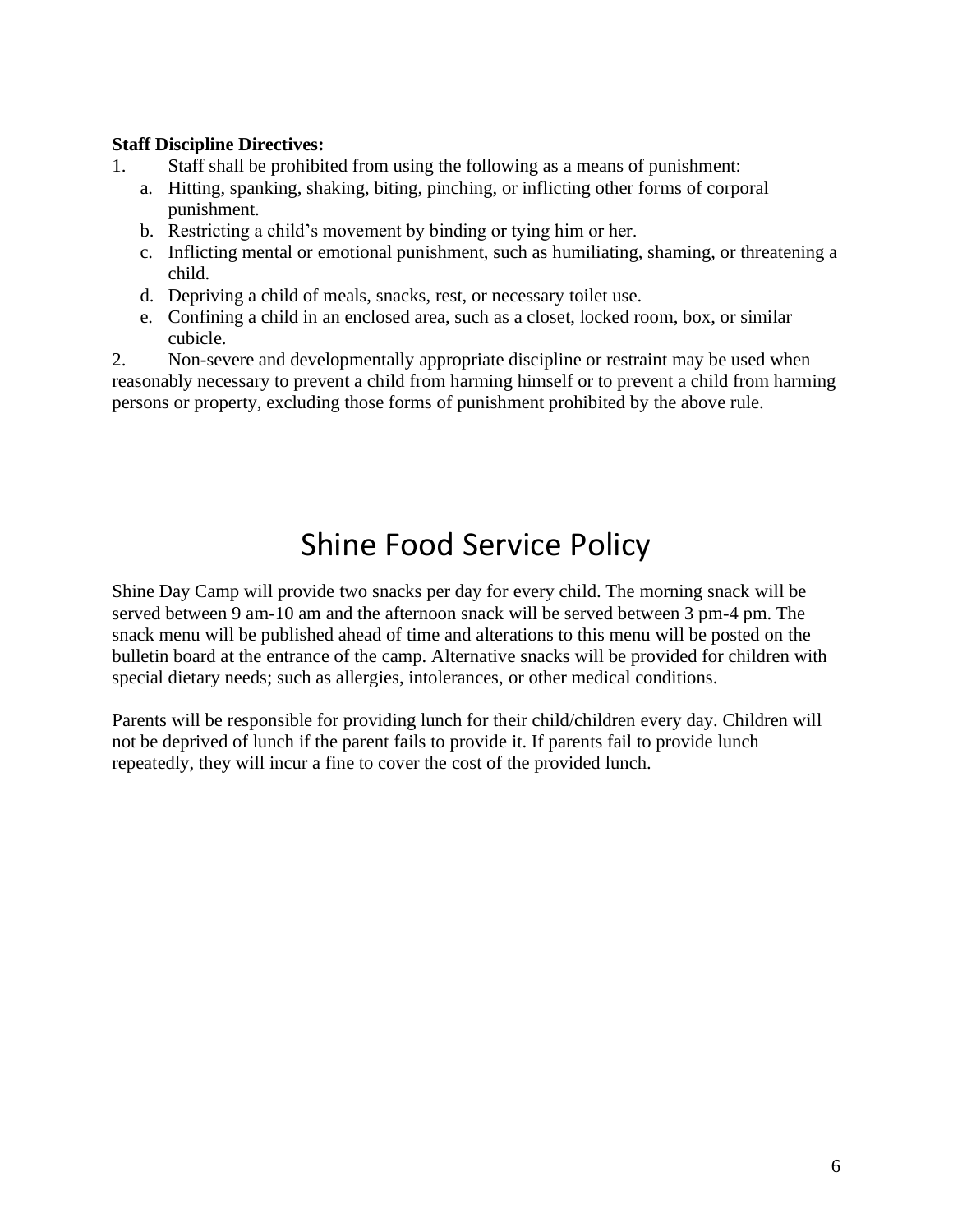**Staff Discipline Directives:**

1. Staff shall be prohibited from using the following as a means of punishment:
    a. Hitting, spanking, shaking, biting, pinching, or inflicting other forms of corporal punishment.
    b. Restricting a child's movement by binding or tying him or her.
    c. Inflicting mental or emotional punishment, such as humiliating, shaming, or threatening a child.
    d. Depriving a child of meals, snacks, rest, or necessary toilet use.
    e. Confining a child in an enclosed area, such as a closet, locked room, box, or similar cubicle.
2. Non-severe and developmentally appropriate discipline or restraint may be used when reasonably necessary to prevent a child from harming himself or to prevent a child from harming persons or property, excluding those forms of punishment prohibited by the above rule.

# Shine Food Service Policy

Shine Day Camp will provide two snacks per day for every child. The morning snack will be served between 9 am-10 am and the afternoon snack will be served between 3 pm-4 pm. The snack menu will be published ahead of time and alterations to this menu will be posted on the bulletin board at the entrance of the camp. Alternative snacks will be provided for children with special dietary needs; such as allergies, intolerances, or other medical conditions.

Parents will be responsible for providing lunch for their child/children every day. Children will not be deprived of lunch if the parent fails to provide it. If parents fail to provide lunch repeatedly, they will incur a fine to cover the cost of the provided lunch.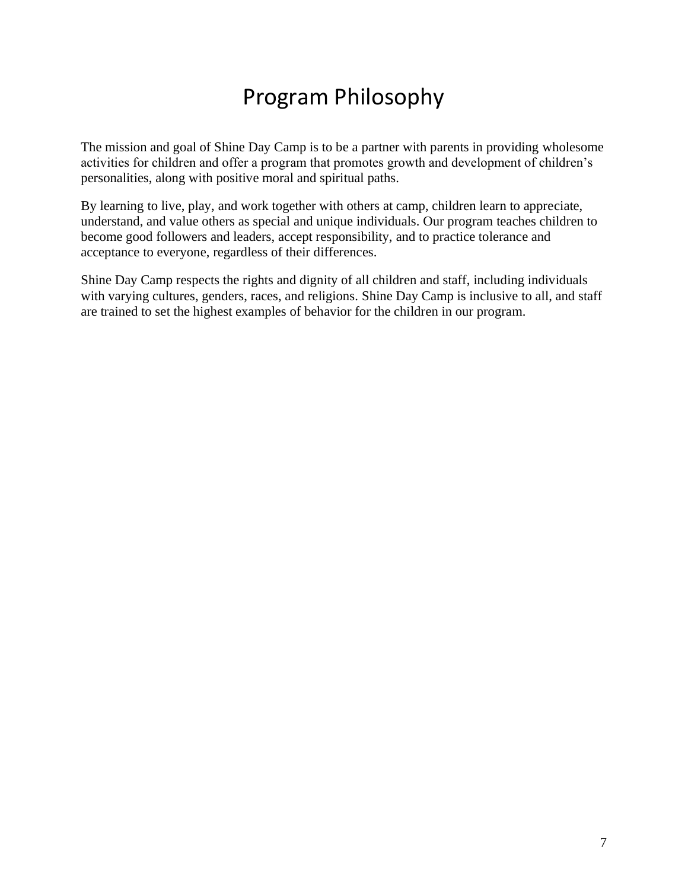# Program Philosophy

The mission and goal of Shine Day Camp is to be a partner with parents in providing wholesome activities for children and offer a program that promotes growth and development of children's personalities, along with positive moral and spiritual paths.

By learning to live, play, and work together with others at camp, children learn to appreciate, understand, and value others as special and unique individuals. Our program teaches children to become good followers and leaders, accept responsibility, and to practice tolerance and acceptance to everyone, regardless of their differences.

Shine Day Camp respects the rights and dignity of all children and staff, including individuals with varying cultures, genders, races, and religions. Shine Day Camp is inclusive to all, and staff are trained to set the highest examples of behavior for the children in our program.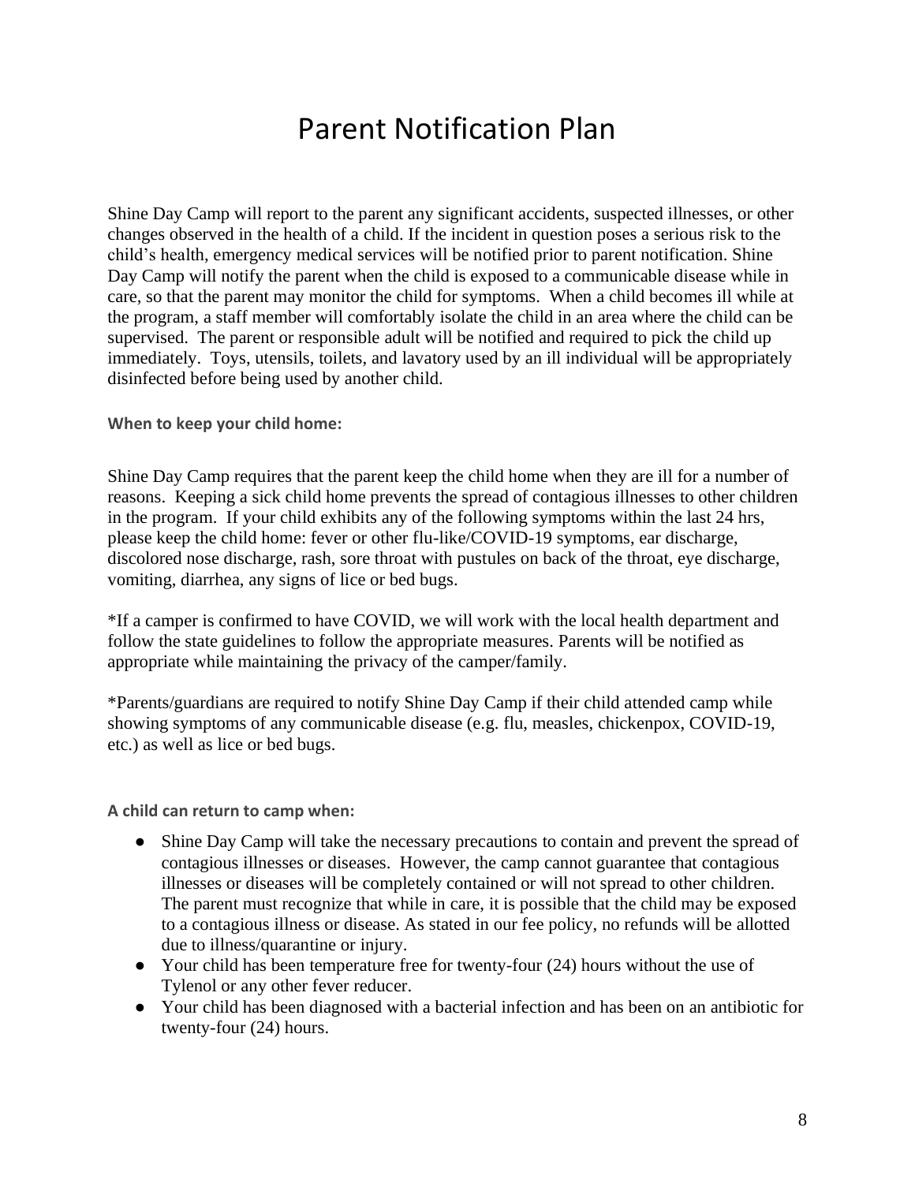# Parent Notification Plan

Shine Day Camp will report to the parent any significant accidents, suspected illnesses, or other changes observed in the health of a child. If the incident in question poses a serious risk to the child's health, emergency medical services will be notified prior to parent notification. Shine Day Camp will notify the parent when the child is exposed to a communicable disease while in care, so that the parent may monitor the child for symptoms. When a child becomes ill while at the program, a staff member will comfortably isolate the child in an area where the child can be supervised. The parent or responsible adult will be notified and required to pick the child up immediately. Toys, utensils, toilets, and lavatory used by an ill individual will be appropriately disinfected before being used by another child.

**When to keep your child home:**

Shine Day Camp requires that the parent keep the child home when they are ill for a number of reasons. Keeping a sick child home prevents the spread of contagious illnesses to other children in the program. If your child exhibits any of the following symptoms within the last 24 hrs, please keep the child home: fever or other flu-like/COVID-19 symptoms, ear discharge, discolored nose discharge, rash, sore throat with pustules on back of the throat, eye discharge, vomiting, diarrhea, any signs of lice or bed bugs.

*If a camper is confirmed to have COVID, we will work with the local health department and follow the state guidelines to follow the appropriate measures. Parents will be notified as appropriate while maintaining the privacy of the camper/family.

*Parents/guardians are required to notify Shine Day Camp if their child attended camp while showing symptoms of any communicable disease (e.g. flu, measles, chickenpox, COVID-19, etc.) as well as lice or bed bugs.

**A child can return to camp when:**

- Shine Day Camp will take the necessary precautions to contain and prevent the spread of contagious illnesses or diseases. However, the camp cannot guarantee that contagious illnesses or diseases will be completely contained or will not spread to other children. The parent must recognize that while in care, it is possible that the child may be exposed to a contagious illness or disease. As stated in our fee policy, no refunds will be allotted due to illness/quarantine or injury.
- Your child has been temperature free for twenty-four (24) hours without the use of Tylenol or any other fever reducer.
- Your child has been diagnosed with a bacterial infection and has been on an antibiotic for twenty-four (24) hours.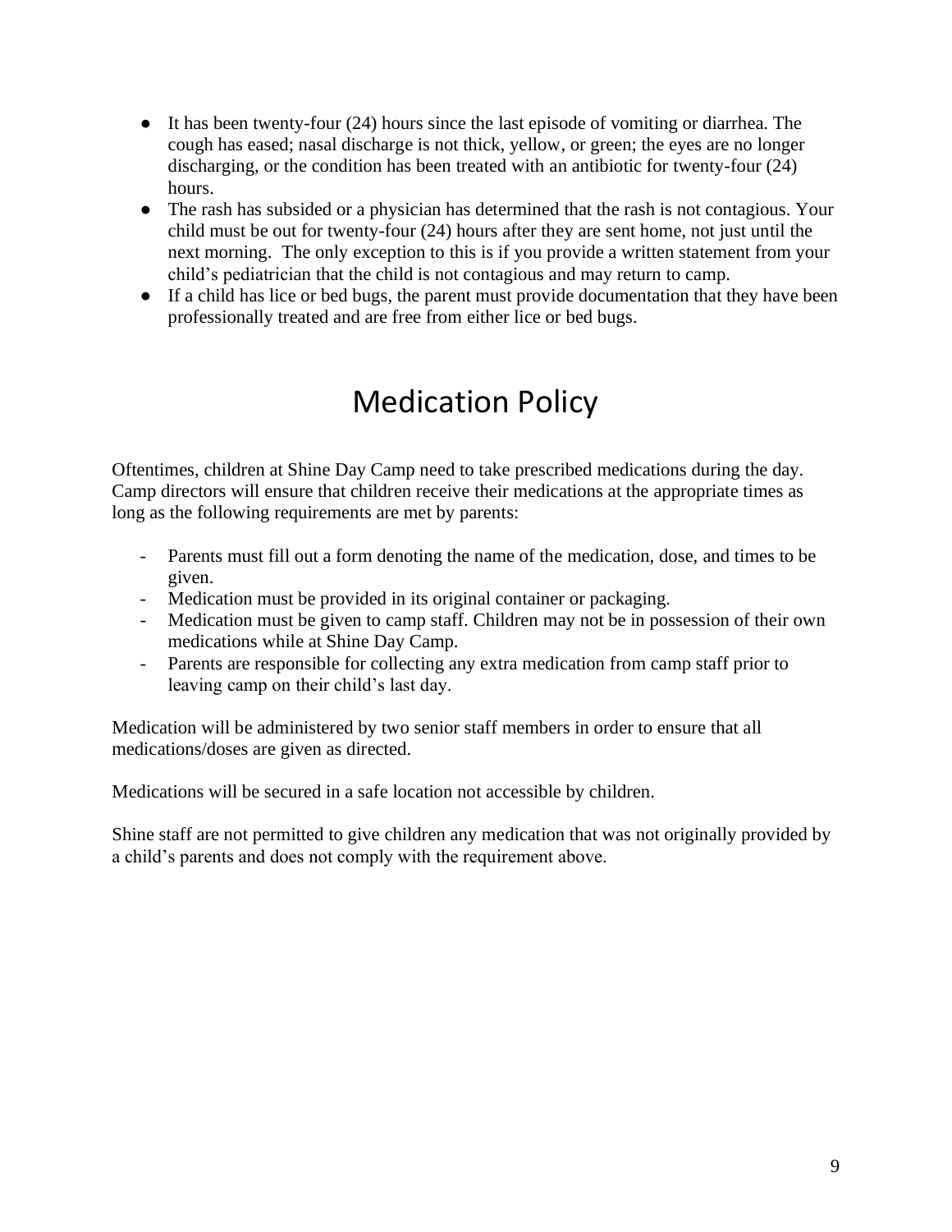- It has been twenty-four (24) hours since the last episode of vomiting or diarrhea. The cough has eased; nasal discharge is not thick, yellow, or green; the eyes are no longer discharging, or the condition has been treated with an antibiotic for twenty-four (24) hours.
- The rash has subsided or a physician has determined that the rash is not contagious. Your child must be out for twenty-four (24) hours after they are sent home, not just until the next morning. The only exception to this is if you provide a written statement from your child's pediatrician that the child is not contagious and may return to camp.
- If a child has lice or bed bugs, the parent must provide documentation that they have been professionally treated and are free from either lice or bed bugs.

# Medication Policy

Oftentimes, children at Shine Day Camp need to take prescribed medications during the day. Camp directors will ensure that children receive their medications at the appropriate times as long as the following requirements are met by parents:

- Parents must fill out a form denoting the name of the medication, dose, and times to be given.
- Medication must be provided in its original container or packaging.
- Medication must be given to camp staff. Children may not be in possession of their own medications while at Shine Day Camp.
- Parents are responsible for collecting any extra medication from camp staff prior to leaving camp on their child's last day.

Medication will be administered by two senior staff members in order to ensure that all medications/doses are given as directed.

Medications will be secured in a safe location not accessible by children.

Shine staff are not permitted to give children any medication that was not originally provided by a child's parents and does not comply with the requirement above.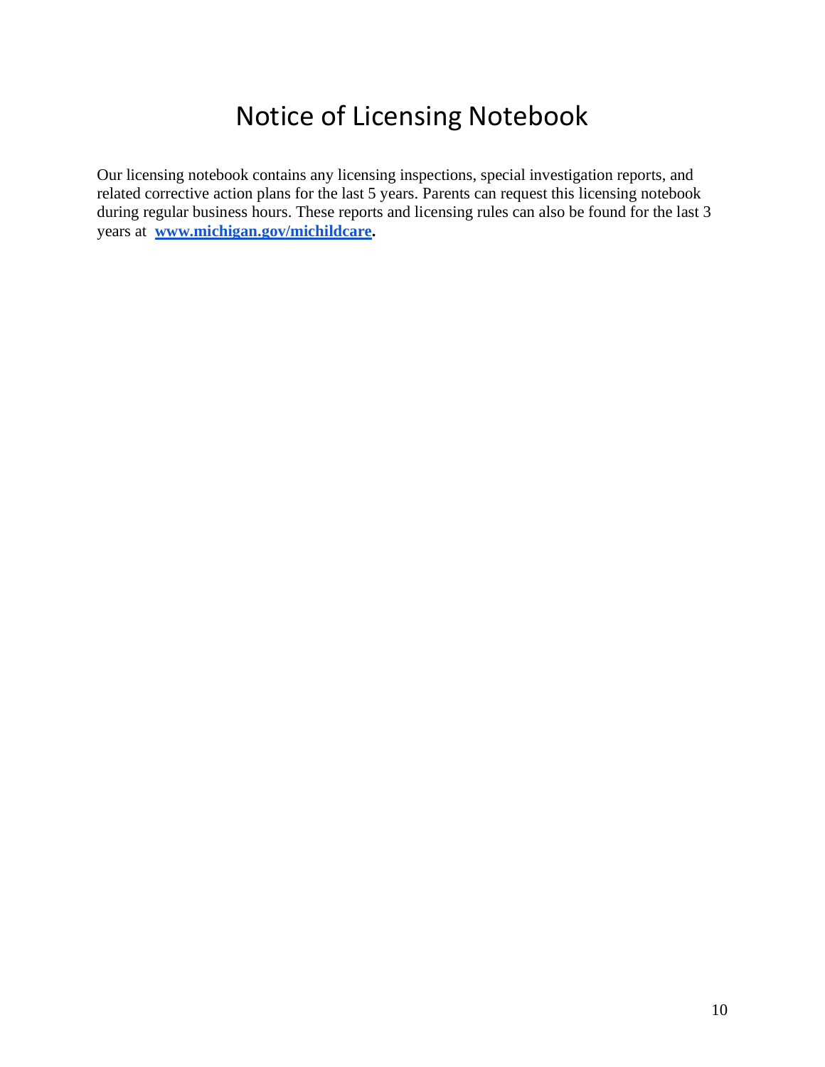# Notice of Licensing Notebook

Our licensing notebook contains any licensing inspections, special investigation reports, and related corrective action plans for the last 5 years. Parents can request this licensing notebook during regular business hours. These reports and licensing rules can also be found for the last 3 years at **www.michigan.gov/michildcare.**